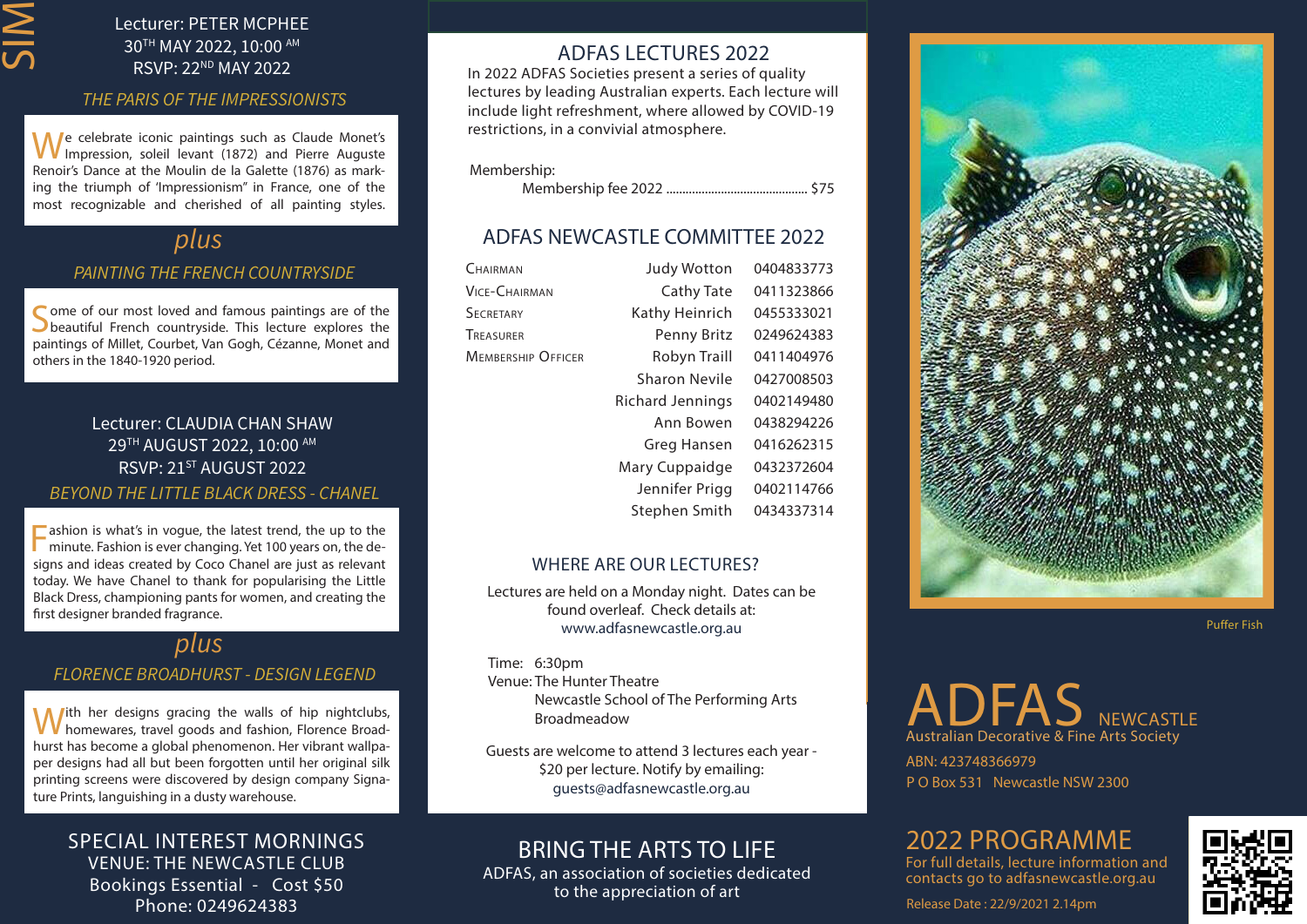Lecturer: PETER MCPHEE
30TH MAY 2022, 10:00 AM
RSVP: 22ND MAY 2022

### *THE PARIS OF THE IMPRESSIONISTS*

We celebrate iconic paintings such as Claude Monet's Impression, soleil levant (1872) and Pierre Auguste Renoir's Dance at the Moulin de la Galette (1876) as marking the triumph of 'Impressionism" in France, one of the most recognizable and cherished of all painting styles.

*plus*

### *PAINTING THE FRENCH COUNTRYSIDE*

Some of our most loved and famous paintings are of the beautiful French countryside. This lecture explores the paintings of Millet, Courbet, Van Gogh, Cézanne, Monet and others in the 1840-1920 period.

Lecturer: CLAUDIA CHAN SHAW
29TH AUGUST 2022, 10:00 AM
RSVP: 21ST AUGUST 2022

### *BEYOND THE LITTLE BLACK DRESS - CHANEL*

Fashion is what's in vogue, the latest trend, the up to the minute. Fashion is ever changing. Yet 100 years on, the designs and ideas created by Coco Chanel are just as relevant today. We have Chanel to thank for popularising the Little Black Dress, championing pants for women, and creating the first designer branded fragrance.

*plus*

### *FLORENCE BROADHURST - DESIGN LEGEND*

With her designs gracing the walls of hip nightclubs, homewares, travel goods and fashion, Florence Broadhurst has become a global phenomenon. Her vibrant wallpaper designs had all but been forgotten until her original silk printing screens were discovered by design company Signature Prints, languishing in a dusty warehouse.

## SPECIAL INTEREST MORNINGS

VENUE: THE NEWCASTLE CLUB
Bookings Essential - Cost $50
Phone: 0249624383

## ADFAS LECTURES 2022

In 2022 ADFAS Societies present a series of quality lectures by leading Australian experts. Each lecture will include light refreshment, where allowed by COVID-19 restrictions, in a convivial atmosphere.

Membership:
Membership fee 2022 ............................................ $75

## ADFAS NEWCASTLE COMMITTEE 2022

| | | |
|---|---|---|
| Chairman | Judy Wotton | 0404833773 |
| Vice-Chairman | Cathy Tate | 0411323866 |
| Secretary | Kathy Heinrich | 0455333021 |
| Treasurer | Penny Britz | 0249624383 |
| Membership Officer | Robyn Traill | 0411404976 |
| | Sharon Nevile | 0427008503 |
| | Richard Jennings | 0402149480 |
| | Ann Bowen | 0438294226 |
| | Greg Hansen | 0416262315 |
| | Mary Cuppaidge | 0432372604 |
| | Jennifer Prigg | 0402114766 |
| | Stephen Smith | 0434337314 |

## WHERE ARE OUR LECTURES?

Lectures are held on a Monday night. Dates can be found overleaf. Check details at:
www.adfasnewcastle.org.au

Time: 6:30pm
Venue: The Hunter Theatre
Newcastle School of The Performing Arts
Broadmeadow

Guests are welcome to attend 3 lectures each year - $20 per lecture. Notify by emailing:
guests@adfasnewcastle.org.au

## BRING THE ARTS TO LIFE

ADFAS, an association of societies dedicated to the appreciation of art

Puffer Fish

# ADFAS NEWCASTLE

Australian Decorative & Fine Arts Society

ABN: 423748366979
P O Box 531 Newcastle NSW 2300

## 2022 PROGRAMME

For full details, lecture information and contacts go to adfasnewcastle.org.au

Release Date : 22/9/2021 2.14pm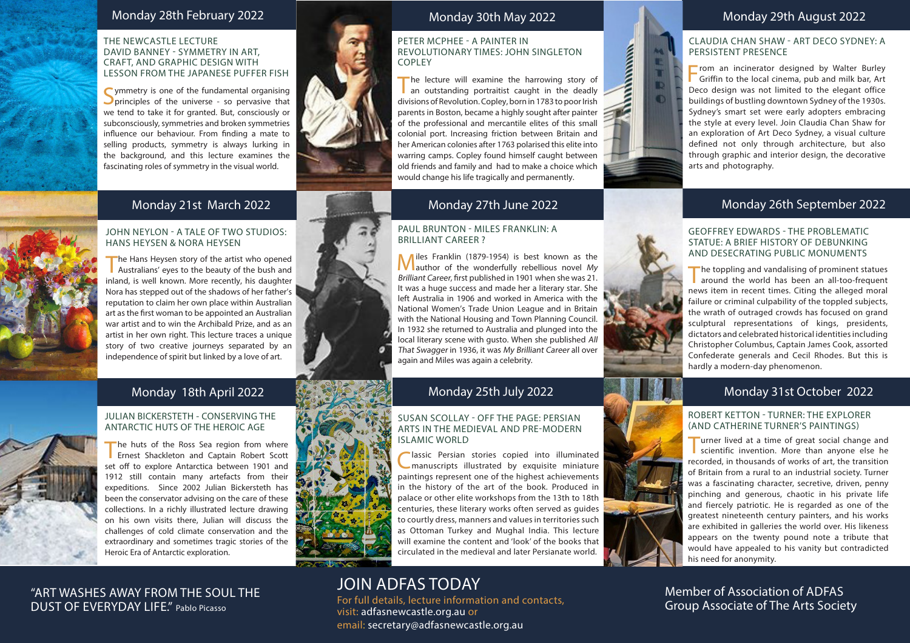## Monday 28th February 2022

### THE NEWCASTLE LECTURE
### DAVID BANNEY - SYMMETRY IN ART, CRAFT, AND GRAPHIC DESIGN WITH LESSON FROM THE JAPANESE PUFFER FISH

Symmetry is one of the fundamental organising principles of the universe - so pervasive that we tend to take it for granted. But, consciously or subconsciously, symmetries and broken symmetries influence our behaviour. From finding a mate to selling products, symmetry is always lurking in the background, and this lecture examines the fascinating roles of symmetry in the visual world.

## Monday 21st March 2022

### JOHN NEYLON - A TALE OF TWO STUDIOS: HANS HEYSEN & NORA HEYSEN

The Hans Heysen story of the artist who opened Australians' eyes to the beauty of the bush and inland, is well known. More recently, his daughter Nora has stepped out of the shadows of her father's reputation to claim her own place within Australian art as the first woman to be appointed an Australian war artist and to win the Archibald Prize, and as an artist in her own right. This lecture traces a unique story of two creative journeys separated by an independence of spirit but linked by a love of art.

## Monday 18th April 2022

### JULIAN BICKERSTETH - CONSERVING THE ANTARCTIC HUTS OF THE HEROIC AGE

The huts of the Ross Sea region from where Ernest Shackleton and Captain Robert Scott set off to explore Antarctica between 1901 and 1912 still contain many artefacts from their expeditions. Since 2002 Julian Bickersteth has been the conservator advising on the care of these collections. In a richly illustrated lecture drawing on his own visits there, Julian will discuss the challenges of cold climate conservation and the extraordinary and sometimes tragic stories of the Heroic Era of Antarctic exploration.

## Monday 30th May 2022

### PETER MCPHEE - A PAINTER IN REVOLUTIONARY TIMES: JOHN SINGLETON COPLEY

The lecture will examine the harrowing story of an outstanding portraitist caught in the deadly divisions of Revolution. Copley, born in 1783 to poor Irish parents in Boston, became a highly sought after painter of the professional and mercantile elites of this small colonial port. Increasing friction between Britain and her American colonies after 1763 polarised this elite into warring camps. Copley found himself caught between old friends and family and had to make a choice which would change his life tragically and permanently.

## Monday 27th June 2022

### PAUL BRUNTON - MILES FRANKLIN: A BRILLIANT CAREER ?

Miles Franklin (1879-1954) is best known as the author of the wonderfully rebellious novel *My Brilliant Career*, first published in 1901 when she was 21. It was a huge success and made her a literary star. She left Australia in 1906 and worked in America with the National Women's Trade Union League and in Britain with the National Housing and Town Planning Council. In 1932 she returned to Australia and plunged into the local literary scene with gusto. When she published *All That Swagger* in 1936, it was *My Brilliant Career* all over again and Miles was again a celebrity.

## Monday 25th July 2022

### SUSAN SCOLLAY - OFF THE PAGE: PERSIAN ARTS IN THE MEDIEVAL AND PRE-MODERN ISLAMIC WORLD

Classic Persian stories copied into illuminated manuscripts illustrated by exquisite miniature paintings represent one of the highest achievements in the history of the art of the book. Produced in palace or other elite workshops from the 13th to 18th centuries, these literary works often served as guides to courtly dress, manners and values in territories such as Ottoman Turkey and Mughal India. This lecture will examine the content and 'look' of the books that circulated in the medieval and later Persianate world.

## Monday 29th August 2022

### CLAUDIA CHAN SHAW - ART DECO SYDNEY: A PERSISTENT PRESENCE

From an incinerator designed by Walter Burley Griffin to the local cinema, pub and milk bar, Art Deco design was not limited to the elegant office buildings of bustling downtown Sydney of the 1930s. Sydney's smart set were early adopters embracing the style at every level. Join Claudia Chan Shaw for an exploration of Art Deco Sydney, a visual culture defined not only through architecture, but also through graphic and interior design, the decorative arts and photography.

## Monday 26th September 2022

### GEOFFREY EDWARDS - THE PROBLEMATIC STATUE: A BRIEF HISTORY OF DEBUNKING AND DESECRATING PUBLIC MONUMENTS

The toppling and vandalising of prominent statues around the world has been an all-too-frequent news item in recent times. Citing the alleged moral failure or criminal culpability of the toppled subjects, the wrath of outraged crowds has focused on grand sculptural representations of kings, presidents, dictators and celebrated historical identities including Christopher Columbus, Captain James Cook, assorted Confederate generals and Cecil Rhodes. But this is hardly a modern-day phenomenon.

## Monday 31st October 2022

### ROBERT KETTON - TURNER: THE EXPLORER (AND CATHERINE TURNER'S PAINTINGS)

Turner lived at a time of great social change and scientific invention. More than anyone else he recorded, in thousands of works of art, the transition of Britain from a rural to an industrial society. Turner was a fascinating character, secretive, driven, penny pinching and generous, chaotic in his private life and fiercely patriotic. He is regarded as one of the greatest nineteenth century painters, and his works are exhibited in galleries the world over. His likeness appears on the twenty pound note a tribute that would have appealed to his vanity but contradicted his need for anonymity.

"ART WASHES AWAY FROM THE SOUL THE DUST OF EVERYDAY LIFE." Pablo Picasso

## JOIN ADFAS TODAY

For full details, lecture information and contacts,
visit: adfasnewcastle.org.au or
email: secretary@adfasnewcastle.org.au

Member of Association of ADFAS
Group Associate of The Arts Society